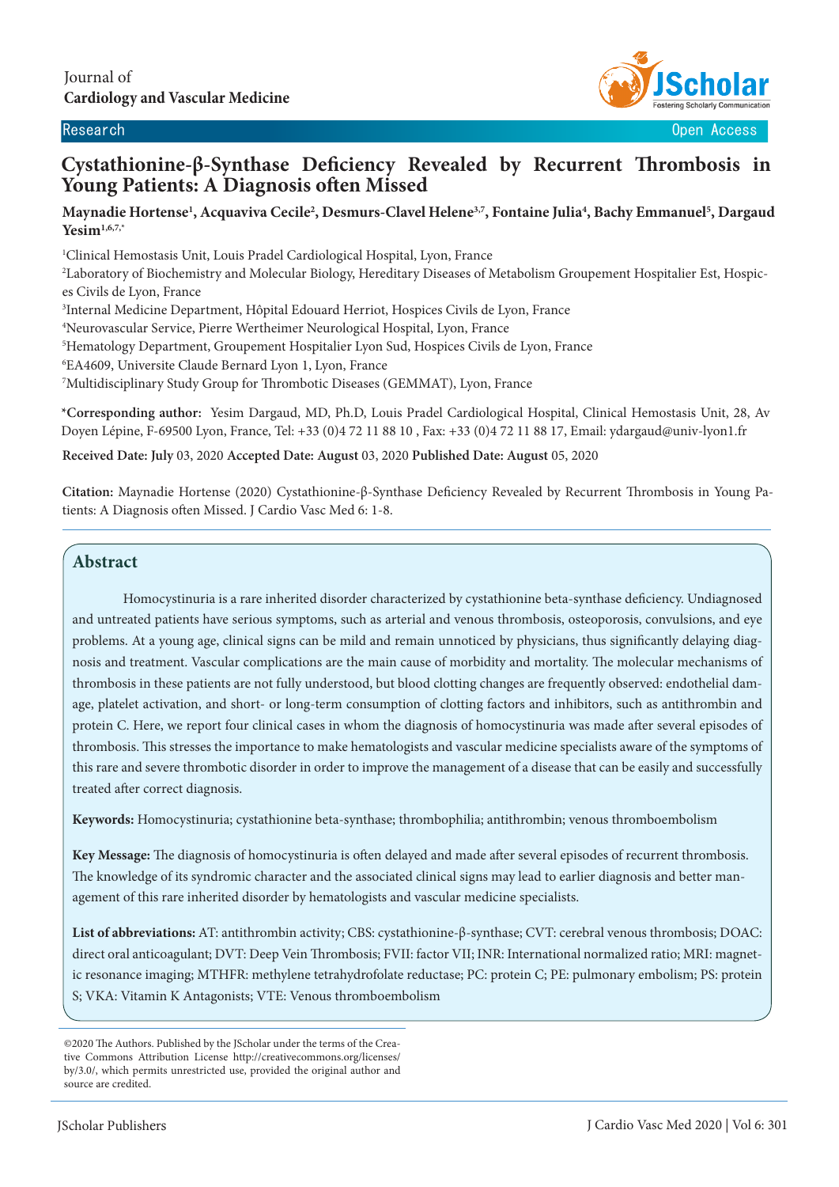Journal of
**Cardiology and Vascular Medicine**

Research | Open Access

# Cystathionine-β-Synthase Deficiency Revealed by Recurrent Thrombosis in Young Patients: A Diagnosis often Missed

**Maynadie Hortense[1], Acquaviva Cecile[2], Desmurs-Clavel Helene[3,7], Fontaine Julia[4], Bachy Emmanuel[5], Dargaud Yesim[1,6,7,*]**

[1]Clinical Hemostasis Unit, Louis Pradel Cardiological Hospital, Lyon, France

[2]Laboratory of Biochemistry and Molecular Biology, Hereditary Diseases of Metabolism Groupement Hospitalier Est, Hospices Civils de Lyon, France

[3]Internal Medicine Department, Hôpital Edouard Herriot, Hospices Civils de Lyon, France

[4]Neurovascular Service, Pierre Wertheimer Neurological Hospital, Lyon, France

[5]Hematology Department, Groupement Hospitalier Lyon Sud, Hospices Civils de Lyon, France

[6]EA4609, Universite Claude Bernard Lyon 1, Lyon, France

[7]Multidisciplinary Study Group for Thrombotic Diseases (GEMMAT), Lyon, France

**\*Corresponding author:** Yesim Dargaud, MD, Ph.D, Louis Pradel Cardiological Hospital, Clinical Hemostasis Unit, 28, Av Doyen Lépine, F-69500 Lyon, France, Tel: +33 (0)4 72 11 88 10 , Fax: +33 (0)4 72 11 88 17, Email: ydargaud@univ-lyon1.fr

**Received Date: July** 03, 2020 **Accepted Date: August** 03, 2020 **Published Date: August** 05, 2020

**Citation:** Maynadie Hortense (2020) Cystathionine-β-Synthase Deficiency Revealed by Recurrent Thrombosis in Young Patients: A Diagnosis often Missed. J Cardio Vasc Med 6: 1-8.

## Abstract

Homocystinuria is a rare inherited disorder characterized by cystathionine beta-synthase deficiency. Undiagnosed and untreated patients have serious symptoms, such as arterial and venous thrombosis, osteoporosis, convulsions, and eye problems. At a young age, clinical signs can be mild and remain unnoticed by physicians, thus significantly delaying diagnosis and treatment. Vascular complications are the main cause of morbidity and mortality. The molecular mechanisms of thrombosis in these patients are not fully understood, but blood clotting changes are frequently observed: endothelial damage, platelet activation, and short- or long-term consumption of clotting factors and inhibitors, such as antithrombin and protein C. Here, we report four clinical cases in whom the diagnosis of homocystinuria was made after several episodes of thrombosis. This stresses the importance to make hematologists and vascular medicine specialists aware of the symptoms of this rare and severe thrombotic disorder in order to improve the management of a disease that can be easily and successfully treated after correct diagnosis.

**Keywords:** Homocystinuria; cystathionine beta-synthase; thrombophilia; antithrombin; venous thromboembolism

**Key Message:** The diagnosis of homocystinuria is often delayed and made after several episodes of recurrent thrombosis. The knowledge of its syndromic character and the associated clinical signs may lead to earlier diagnosis and better management of this rare inherited disorder by hematologists and vascular medicine specialists.

**List of abbreviations:** AT: antithrombin activity; CBS: cystathionine-β-synthase; CVT: cerebral venous thrombosis; DOAC: direct oral anticoagulant; DVT: Deep Vein Thrombosis; FVII: factor VII; INR: International normalized ratio; MRI: magnetic resonance imaging; MTHFR: methylene tetrahydrofolate reductase; PC: protein C; PE: pulmonary embolism; PS: protein S; VKA: Vitamin K Antagonists; VTE: Venous thromboembolism

©2020 The Authors. Published by the JScholar under the terms of the Creative Commons Attribution License http://creativecommons.org/licenses/by/3.0/, which permits unrestricted use, provided the original author and source are credited.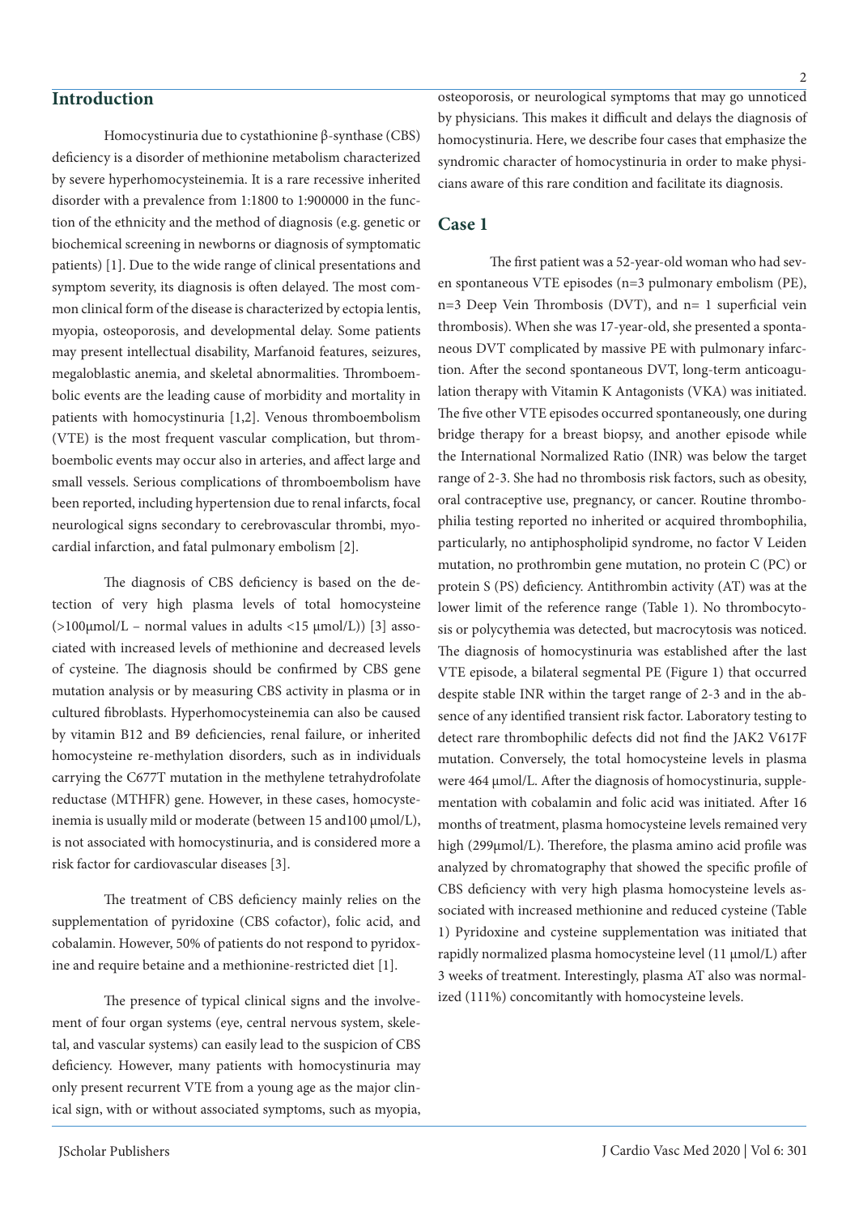## Introduction

Homocystinuria due to cystathionine β-synthase (CBS) deficiency is a disorder of methionine metabolism characterized by severe hyperhomocysteinemia. It is a rare recessive inherited disorder with a prevalence from 1:1800 to 1:900000 in the function of the ethnicity and the method of diagnosis (e.g. genetic or biochemical screening in newborns or diagnosis of symptomatic patients) [1]. Due to the wide range of clinical presentations and symptom severity, its diagnosis is often delayed. The most common clinical form of the disease is characterized by ectopia lentis, myopia, osteoporosis, and developmental delay. Some patients may present intellectual disability, Marfanoid features, seizures, megaloblastic anemia, and skeletal abnormalities. Thromboembolic events are the leading cause of morbidity and mortality in patients with homocystinuria [1,2]. Venous thromboembolism (VTE) is the most frequent vascular complication, but thromboembolic events may occur also in arteries, and affect large and small vessels. Serious complications of thromboembolism have been reported, including hypertension due to renal infarcts, focal neurological signs secondary to cerebrovascular thrombi, myocardial infarction, and fatal pulmonary embolism [2].

The diagnosis of CBS deficiency is based on the detection of very high plasma levels of total homocysteine (>100μmol/L – normal values in adults <15 μmol/L)) [3] associated with increased levels of methionine and decreased levels of cysteine. The diagnosis should be confirmed by CBS gene mutation analysis or by measuring CBS activity in plasma or in cultured fibroblasts. Hyperhomocysteinemia can also be caused by vitamin B12 and B9 deficiencies, renal failure, or inherited homocysteine re-methylation disorders, such as in individuals carrying the C677T mutation in the methylene tetrahydrofolate reductase (MTHFR) gene. However, in these cases, homocysteinemia is usually mild or moderate (between 15 and100 μmol/L), is not associated with homocystinuria, and is considered more a risk factor for cardiovascular diseases [3].

The treatment of CBS deficiency mainly relies on the supplementation of pyridoxine (CBS cofactor), folic acid, and cobalamin. However, 50% of patients do not respond to pyridoxine and require betaine and a methionine-restricted diet [1].

The presence of typical clinical signs and the involvement of four organ systems (eye, central nervous system, skeletal, and vascular systems) can easily lead to the suspicion of CBS deficiency. However, many patients with homocystinuria may only present recurrent VTE from a young age as the major clinical sign, with or without associated symptoms, such as myopia, osteoporosis, or neurological symptoms that may go unnoticed by physicians. This makes it difficult and delays the diagnosis of homocystinuria. Here, we describe four cases that emphasize the syndromic character of homocystinuria in order to make physicians aware of this rare condition and facilitate its diagnosis.

## Case 1

The first patient was a 52-year-old woman who had seven spontaneous VTE episodes (n=3 pulmonary embolism (PE), n=3 Deep Vein Thrombosis (DVT), and n= 1 superficial vein thrombosis). When she was 17-year-old, she presented a spontaneous DVT complicated by massive PE with pulmonary infarction. After the second spontaneous DVT, long-term anticoagulation therapy with Vitamin K Antagonists (VKA) was initiated. The five other VTE episodes occurred spontaneously, one during bridge therapy for a breast biopsy, and another episode while the International Normalized Ratio (INR) was below the target range of 2-3. She had no thrombosis risk factors, such as obesity, oral contraceptive use, pregnancy, or cancer. Routine thrombophilia testing reported no inherited or acquired thrombophilia, particularly, no antiphospholipid syndrome, no factor V Leiden mutation, no prothrombin gene mutation, no protein C (PC) or protein S (PS) deficiency. Antithrombin activity (AT) was at the lower limit of the reference range (Table 1). No thrombocytosis or polycythemia was detected, but macrocytosis was noticed. The diagnosis of homocystinuria was established after the last VTE episode, a bilateral segmental PE (Figure 1) that occurred despite stable INR within the target range of 2-3 and in the absence of any identified transient risk factor. Laboratory testing to detect rare thrombophilic defects did not find the JAK2 V617F mutation. Conversely, the total homocysteine levels in plasma were 464 μmol/L. After the diagnosis of homocystinuria, supplementation with cobalamin and folic acid was initiated. After 16 months of treatment, plasma homocysteine levels remained very high (299μmol/L). Therefore, the plasma amino acid profile was analyzed by chromatography that showed the specific profile of CBS deficiency with very high plasma homocysteine levels associated with increased methionine and reduced cysteine (Table 1) Pyridoxine and cysteine supplementation was initiated that rapidly normalized plasma homocysteine level (11 μmol/L) after 3 weeks of treatment. Interestingly, plasma AT also was normalized (111%) concomitantly with homocysteine levels.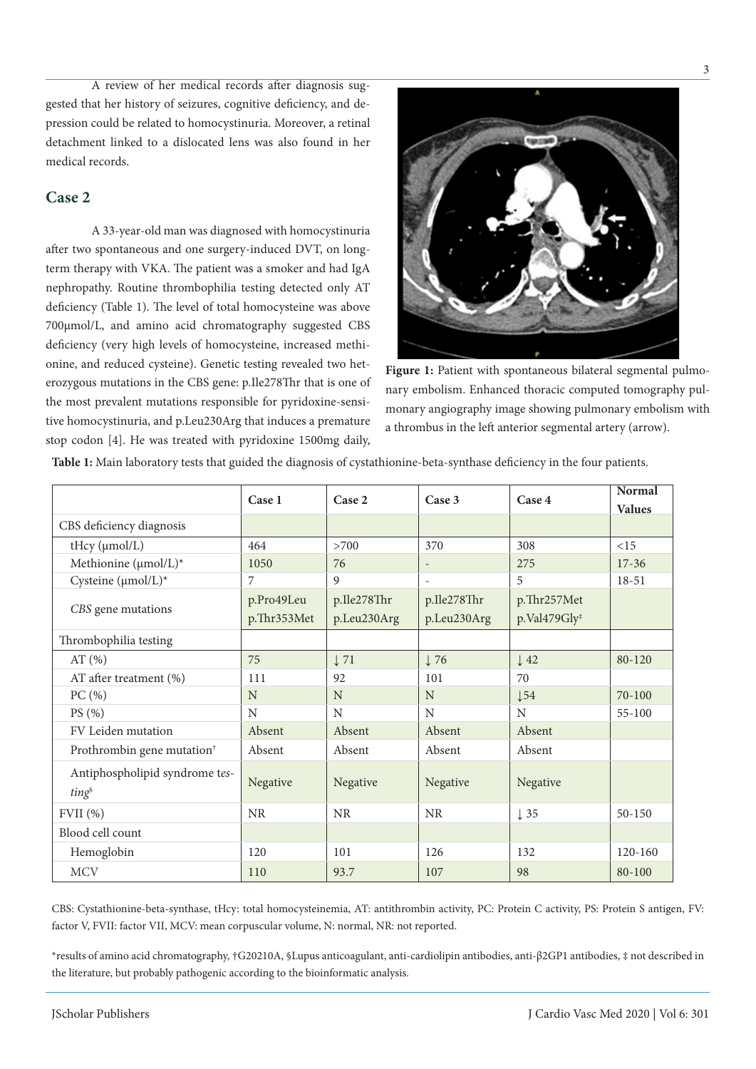A review of her medical records after diagnosis suggested that her history of seizures, cognitive deficiency, and depression could be related to homocystinuria. Moreover, a retinal detachment linked to a dislocated lens was also found in her medical records.

## Case 2

A 33-year-old man was diagnosed with homocystinuria after two spontaneous and one surgery-induced DVT, on long-term therapy with VKA. The patient was a smoker and had IgA nephropathy. Routine thrombophilia testing detected only AT deficiency (Table 1). The level of total homocysteine was above 700µmol/L, and amino acid chromatography suggested CBS deficiency (very high levels of homocysteine, increased methionine, and reduced cysteine). Genetic testing revealed two heterozygous mutations in the CBS gene: p.Ile278Thr that is one of the most prevalent mutations responsible for pyridoxine-sensitive homocystinuria, and p.Leu230Arg that induces a premature stop codon [4]. He was treated with pyridoxine 1500mg daily,

**Figure 1:** Patient with spontaneous bilateral segmental pulmonary embolism. Enhanced thoracic computed tomography pulmonary angiography image showing pulmonary embolism with a thrombus in the left anterior segmental artery (arrow).

**Table 1:** Main laboratory tests that guided the diagnosis of cystathionine-beta-synthase deficiency in the four patients.

| | Case 1 | Case 2 | Case 3 | Case 4 | Normal Values |
|---|---|---|---|---|---|
| CBS deficiency diagnosis | | | | | |
| tHcy (µmol/L) | 464 | >700 | 370 | 308 | <15 |
| Methionine (µmol/L)* | 1050 | 76 | - | 275 | 17-36 |
| Cysteine (µmol/L)* | 7 | 9 | - | 5 | 18-51 |
| *CBS* gene mutations | p.Pro49Leu p.Thr353Met | p.Ile278Thr p.Leu230Arg | p.Ile278Thr p.Leu230Arg | p.Thr257Met p.Val479Gly‡ | |
| Thrombophilia testing | | | | | |
| AT (%) | 75 | ↓ 71 | ↓ 76 | ↓ 42 | 80-120 |
| AT after treatment (%) | 111 | 92 | 101 | 70 | |
| PC (%) | N | N | N | ↓54 | 70-100 |
| PS (%) | N | N | N | N | 55-100 |
| FV Leiden mutation | Absent | Absent | Absent | Absent | |
| Prothrombin gene mutation† | Absent | Absent | Absent | Absent | |
| Antiphospholipid syndrome *testing*§ | Negative | Negative | Negative | Negative | |
| FVII (%) | NR | NR | NR | ↓ 35 | 50-150 |
| Blood cell count | | | | | |
| Hemoglobin | 120 | 101 | 126 | 132 | 120-160 |
| MCV | 110 | 93.7 | 107 | 98 | 80-100 |

CBS: Cystathionine-beta-synthase, tHcy: total homocysteinemia, AT: antithrombin activity, PC: Protein C activity, PS: Protein S antigen, FV: factor V, FVII: factor VII, MCV: mean corpuscular volume, N: normal, NR: not reported.

*results of amino acid chromatography, †G20210A, §Lupus anticoagulant, anti-cardiolipin antibodies, anti-β2GP1 antibodies, ‡ not described in the literature, but probably pathogenic according to the bioinformatic analysis.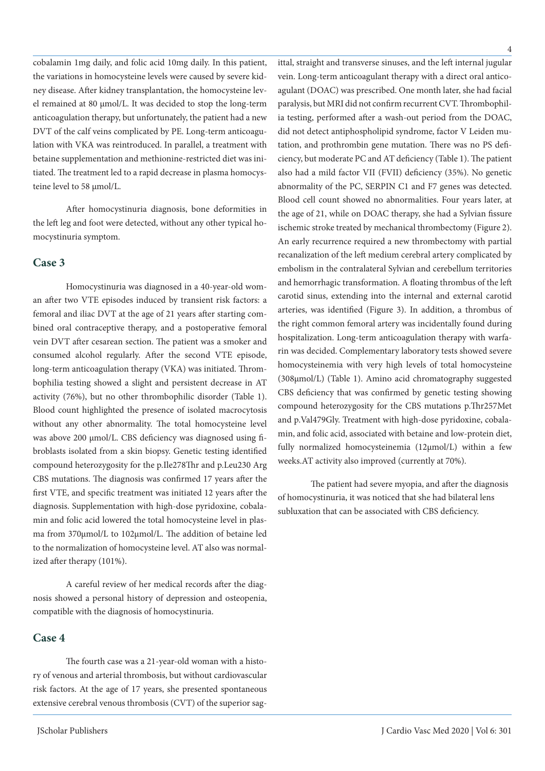cobalamin 1mg daily, and folic acid 10mg daily. In this patient, the variations in homocysteine levels were caused by severe kidney disease. After kidney transplantation, the homocysteine level remained at 80 μmol/L. It was decided to stop the long-term anticoagulation therapy, but unfortunately, the patient had a new DVT of the calf veins complicated by PE. Long-term anticoagulation with VKA was reintroduced. In parallel, a treatment with betaine supplementation and methionine-restricted diet was initiated. The treatment led to a rapid decrease in plasma homocysteine level to 58 μmol/L.

After homocystinuria diagnosis, bone deformities in the left leg and foot were detected, without any other typical homocystinuria symptom.

## Case 3

Homocystinuria was diagnosed in a 40-year-old woman after two VTE episodes induced by transient risk factors: a femoral and iliac DVT at the age of 21 years after starting combined oral contraceptive therapy, and a postoperative femoral vein DVT after cesarean section. The patient was a smoker and consumed alcohol regularly. After the second VTE episode, long-term anticoagulation therapy (VKA) was initiated. Thrombophilia testing showed a slight and persistent decrease in AT activity (76%), but no other thrombophilic disorder (Table 1). Blood count highlighted the presence of isolated macrocytosis without any other abnormality. The total homocysteine level was above 200 μmol/L. CBS deficiency was diagnosed using fibroblasts isolated from a skin biopsy. Genetic testing identified compound heterozygosity for the p.Ile278Thr and p.Leu230 Arg CBS mutations. The diagnosis was confirmed 17 years after the first VTE, and specific treatment was initiated 12 years after the diagnosis. Supplementation with high-dose pyridoxine, cobalamin and folic acid lowered the total homocysteine level in plasma from 370µmol/L to 102µmol/L. The addition of betaine led to the normalization of homocysteine level. AT also was normalized after therapy (101%).

A careful review of her medical records after the diagnosis showed a personal history of depression and osteopenia, compatible with the diagnosis of homocystinuria.

## Case 4

The fourth case was a 21-year-old woman with a history of venous and arterial thrombosis, but without cardiovascular risk factors. At the age of 17 years, she presented spontaneous extensive cerebral venous thrombosis (CVT) of the superior sagittal, straight and transverse sinuses, and the left internal jugular vein. Long-term anticoagulant therapy with a direct oral anticoagulant (DOAC) was prescribed. One month later, she had facial paralysis, but MRI did not confirm recurrent CVT. Thrombophilia testing, performed after a wash-out period from the DOAC, did not detect antiphospholipid syndrome, factor V Leiden mutation, and prothrombin gene mutation. There was no PS deficiency, but moderate PC and AT deficiency (Table 1). The patient also had a mild factor VII (FVII) deficiency (35%). No genetic abnormality of the PC, SERPIN C1 and F7 genes was detected. Blood cell count showed no abnormalities. Four years later, at the age of 21, while on DOAC therapy, she had a Sylvian fissure ischemic stroke treated by mechanical thrombectomy (Figure 2). An early recurrence required a new thrombectomy with partial recanalization of the left medium cerebral artery complicated by embolism in the contralateral Sylvian and cerebellum territories and hemorrhagic transformation. A floating thrombus of the left carotid sinus, extending into the internal and external carotid arteries, was identified (Figure 3). In addition, a thrombus of the right common femoral artery was incidentally found during hospitalization. Long-term anticoagulation therapy with warfarin was decided. Complementary laboratory tests showed severe homocysteinemia with very high levels of total homocysteine (308µmol/L) (Table 1). Amino acid chromatography suggested CBS deficiency that was confirmed by genetic testing showing compound heterozygosity for the CBS mutations p.Thr257Met and p.Val479Gly. Treatment with high-dose pyridoxine, cobalamin, and folic acid, associated with betaine and low-protein diet, fully normalized homocysteinemia (12µmol/L) within a few weeks.AT activity also improved (currently at 70%).

The patient had severe myopia, and after the diagnosis of homocystinuria, it was noticed that she had bilateral lens subluxation that can be associated with CBS deficiency.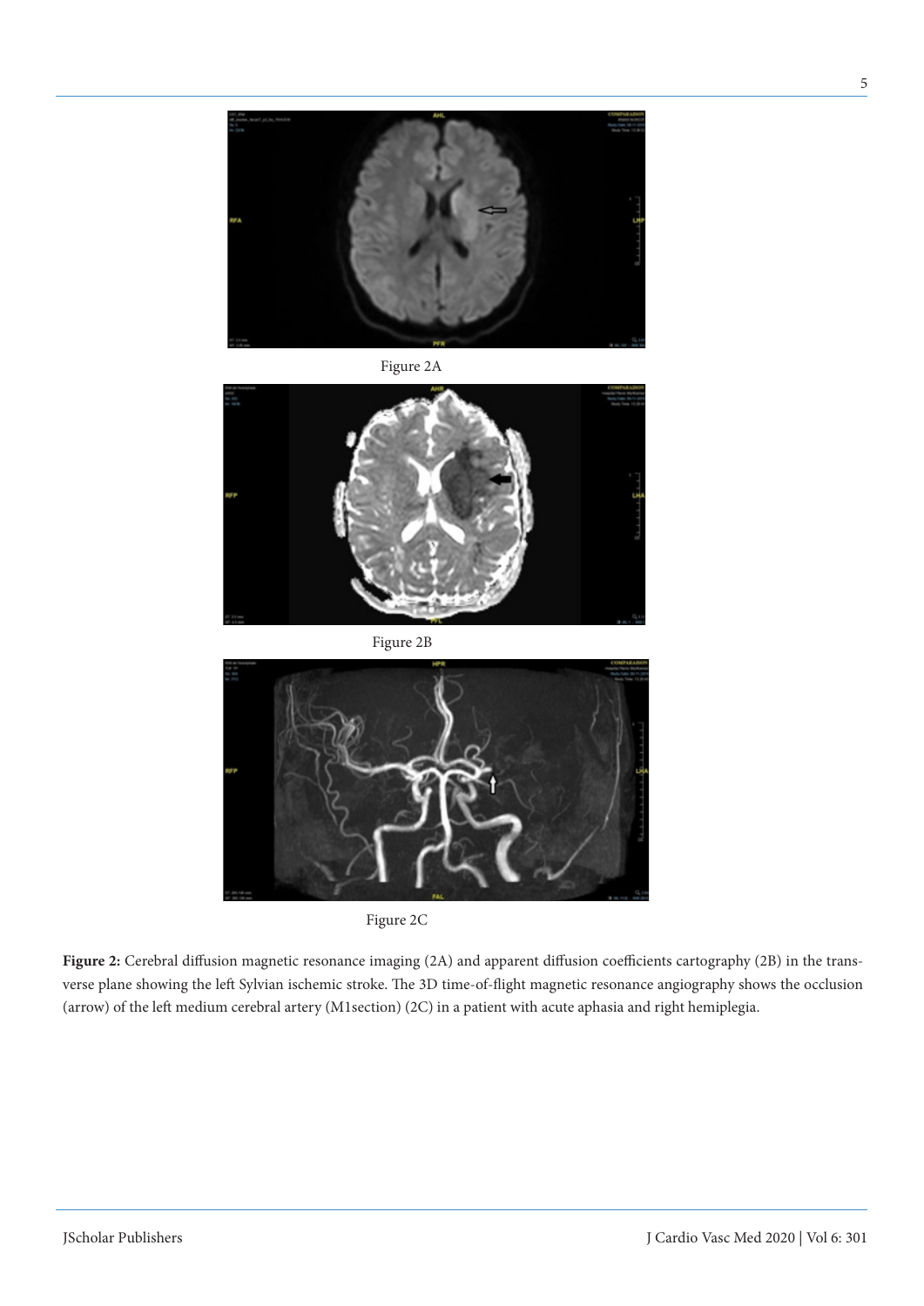Figure 2A

Figure 2B

Figure 2C

**Figure 2:** Cerebral diffusion magnetic resonance imaging (2A) and apparent diffusion coefficients cartography (2B) in the transverse plane showing the left Sylvian ischemic stroke. The 3D time-of-flight magnetic resonance angiography shows the occlusion (arrow) of the left medium cerebral artery (M1section) (2C) in a patient with acute aphasia and right hemiplegia.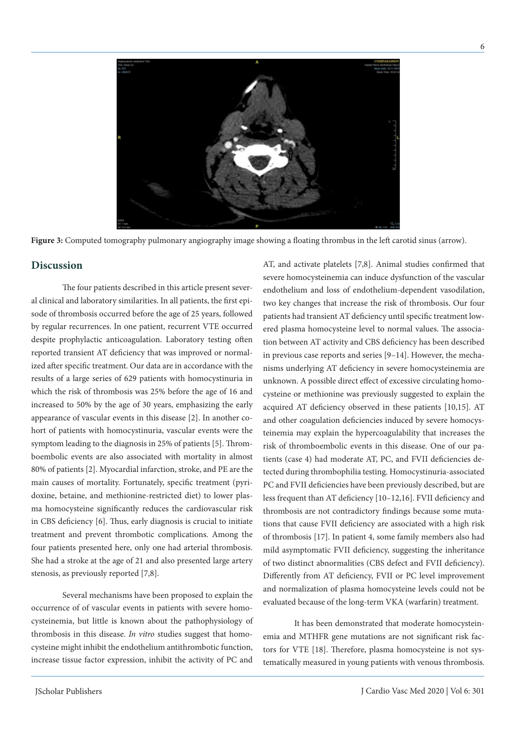Figure 3: Computed tomography pulmonary angiography image showing a floating thrombus in the left carotid sinus (arrow).

## Discussion

The four patients described in this article present several clinical and laboratory similarities. In all patients, the first episode of thrombosis occurred before the age of 25 years, followed by regular recurrences. In one patient, recurrent VTE occurred despite prophylactic anticoagulation. Laboratory testing often reported transient AT deficiency that was improved or normalized after specific treatment. Our data are in accordance with the results of a large series of 629 patients with homocystinuria in which the risk of thrombosis was 25% before the age of 16 and increased to 50% by the age of 30 years, emphasizing the early appearance of vascular events in this disease [2]. In another cohort of patients with homocystinuria, vascular events were the symptom leading to the diagnosis in 25% of patients [5]. Thromboembolic events are also associated with mortality in almost 80% of patients [2]. Myocardial infarction, stroke, and PE are the main causes of mortality. Fortunately, specific treatment (pyridoxine, betaine, and methionine-restricted diet) to lower plasma homocysteine significantly reduces the cardiovascular risk in CBS deficiency [6]. Thus, early diagnosis is crucial to initiate treatment and prevent thrombotic complications. Among the four patients presented here, only one had arterial thrombosis. She had a stroke at the age of 21 and also presented large artery stenosis, as previously reported [7,8].

Several mechanisms have been proposed to explain the occurrence of of vascular events in patients with severe homocysteinemia, but little is known about the pathophysiology of thrombosis in this disease. *In vitro* studies suggest that homocysteine might inhibit the endothelium antithrombotic function, increase tissue factor expression, inhibit the activity of PC and AT, and activate platelets [7,8]. Animal studies confirmed that severe homocysteinemia can induce dysfunction of the vascular endothelium and loss of endothelium-dependent vasodilation, two key changes that increase the risk of thrombosis. Our four patients had transient AT deficiency until specific treatment lowered plasma homocysteine level to normal values. The association between AT activity and CBS deficiency has been described in previous case reports and series [9–14]. However, the mechanisms underlying AT deficiency in severe homocysteinemia are unknown. A possible direct effect of excessive circulating homocysteine or methionine was previously suggested to explain the acquired AT deficiency observed in these patients [10,15]. AT and other coagulation deficiencies induced by severe homocysteinemia may explain the hypercoagulability that increases the risk of thromboembolic events in this disease. One of our patients (case 4) had moderate AT, PC, and FVII deficiencies detected during thrombophilia testing. Homocystinuria-associated PC and FVII deficiencies have been previously described, but are less frequent than AT deficiency [10–12,16]. FVII deficiency and thrombosis are not contradictory findings because some mutations that cause FVII deficiency are associated with a high risk of thrombosis [17]. In patient 4, some family members also had mild asymptomatic FVII deficiency, suggesting the inheritance of two distinct abnormalities (CBS defect and FVII deficiency). Differently from AT deficiency, FVII or PC level improvement and normalization of plasma homocysteine levels could not be evaluated because of the long-term VKA (warfarin) treatment.

It has been demonstrated that moderate homocysteinemia and MTHFR gene mutations are not significant risk factors for VTE [18]. Therefore, plasma homocysteine is not systematically measured in young patients with venous thrombosis.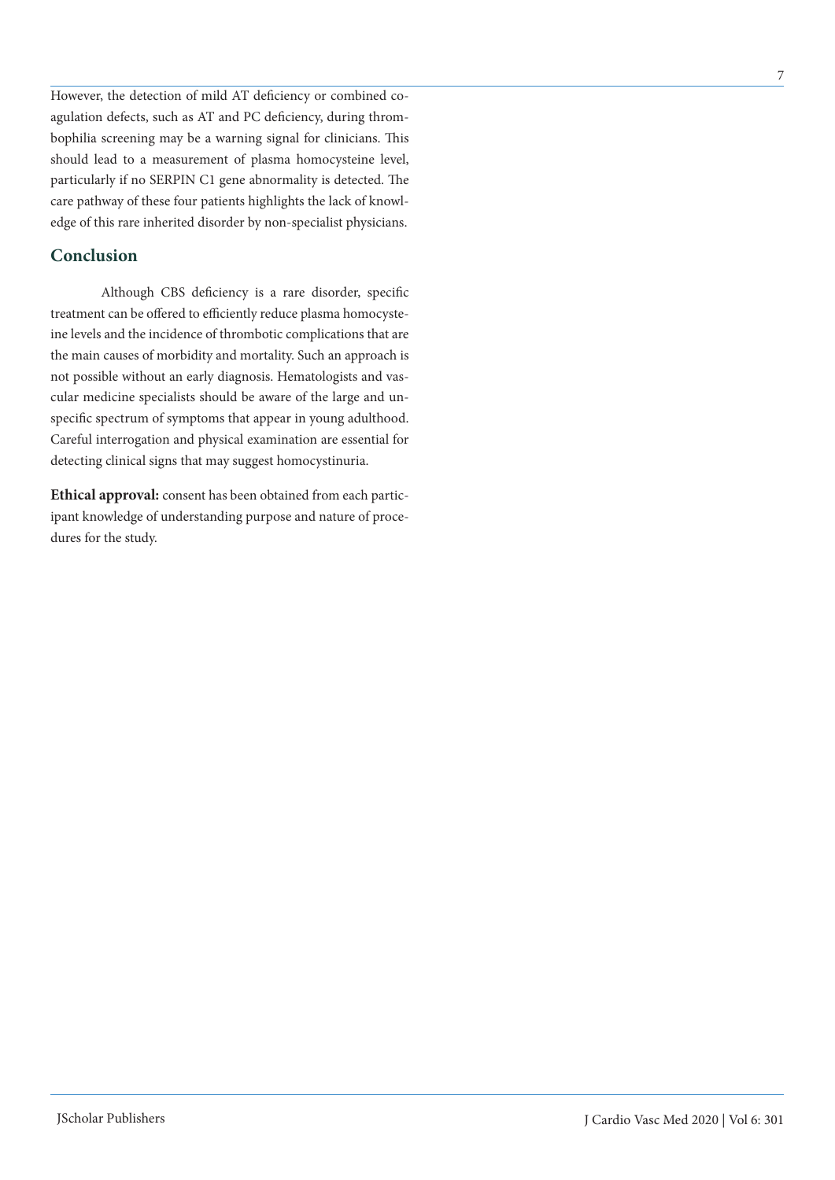However, the detection of mild AT deficiency or combined coagulation defects, such as AT and PC deficiency, during thrombophilia screening may be a warning signal for clinicians. This should lead to a measurement of plasma homocysteine level, particularly if no SERPIN C1 gene abnormality is detected. The care pathway of these four patients highlights the lack of knowledge of this rare inherited disorder by non-specialist physicians.

## Conclusion

Although CBS deficiency is a rare disorder, specific treatment can be offered to efficiently reduce plasma homocysteine levels and the incidence of thrombotic complications that are the main causes of morbidity and mortality. Such an approach is not possible without an early diagnosis. Hematologists and vascular medicine specialists should be aware of the large and unspecific spectrum of symptoms that appear in young adulthood. Careful interrogation and physical examination are essential for detecting clinical signs that may suggest homocystinuria.

**Ethical approval:** consent has been obtained from each participant knowledge of understanding purpose and nature of procedures for the study.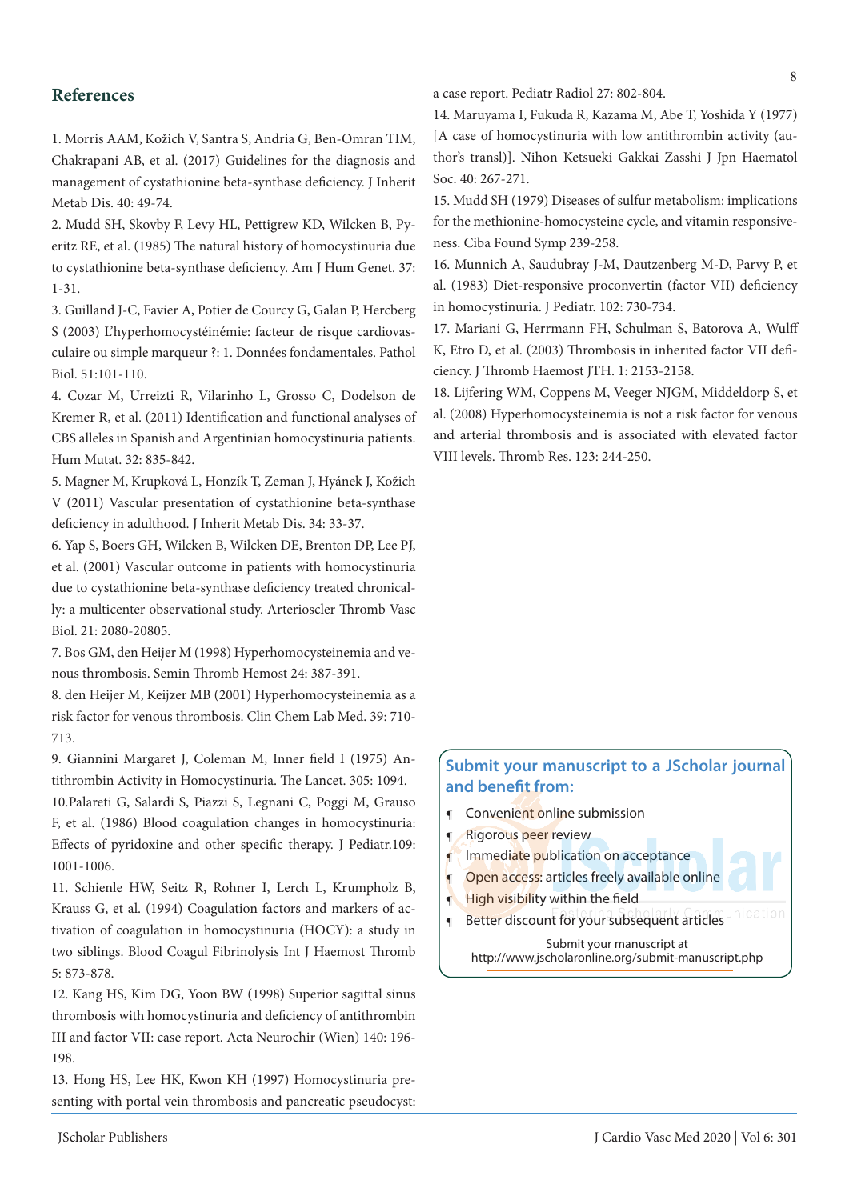## References

1. Morris AAM, Kožich V, Santra S, Andria G, Ben-Omran TIM, Chakrapani AB, et al. (2017) Guidelines for the diagnosis and management of cystathionine beta-synthase deficiency. J Inherit Metab Dis. 40: 49-74.

2. Mudd SH, Skovby F, Levy HL, Pettigrew KD, Wilcken B, Pyeritz RE, et al. (1985) The natural history of homocystinuria due to cystathionine beta-synthase deficiency. Am J Hum Genet. 37: 1-31.

3. Guilland J-C, Favier A, Potier de Courcy G, Galan P, Hercberg S (2003) L'hyperhomocystéinémie: facteur de risque cardiovasculaire ou simple marqueur ?: 1. Données fondamentales. Pathol Biol. 51:101-110.

4. Cozar M, Urreizti R, Vilarinho L, Grosso C, Dodelson de Kremer R, et al. (2011) Identification and functional analyses of CBS alleles in Spanish and Argentinian homocystinuria patients. Hum Mutat. 32: 835-842.

5. Magner M, Krupková L, Honzík T, Zeman J, Hyánek J, Kožich V (2011) Vascular presentation of cystathionine beta-synthase deficiency in adulthood. J Inherit Metab Dis. 34: 33-37.

6. Yap S, Boers GH, Wilcken B, Wilcken DE, Brenton DP, Lee PJ, et al. (2001) Vascular outcome in patients with homocystinuria due to cystathionine beta-synthase deficiency treated chronically: a multicenter observational study. Arterioscler Thromb Vasc Biol. 21: 2080-20805.

7. Bos GM, den Heijer M (1998) Hyperhomocysteinemia and venous thrombosis. Semin Thromb Hemost 24: 387-391.

8. den Heijer M, Keijzer MB (2001) Hyperhomocysteinemia as a risk factor for venous thrombosis. Clin Chem Lab Med. 39: 710-713.

9. Giannini Margaret J, Coleman M, Inner field I (1975) Antithrombin Activity in Homocystinuria. The Lancet. 305: 1094.

10.Palareti G, Salardi S, Piazzi S, Legnani C, Poggi M, Grauso F, et al. (1986) Blood coagulation changes in homocystinuria: Effects of pyridoxine and other specific therapy. J Pediatr.109: 1001-1006.

11. Schienle HW, Seitz R, Rohner I, Lerch L, Krumpholz B, Krauss G, et al. (1994) Coagulation factors and markers of activation of coagulation in homocystinuria (HOCY): a study in two siblings. Blood Coagul Fibrinolysis Int J Haemost Thromb 5: 873-878.

12. Kang HS, Kim DG, Yoon BW (1998) Superior sagittal sinus thrombosis with homocystinuria and deficiency of antithrombin III and factor VII: case report. Acta Neurochir (Wien) 140: 196-198.

13. Hong HS, Lee HK, Kwon KH (1997) Homocystinuria presenting with portal vein thrombosis and pancreatic pseudocyst: a case report. Pediatr Radiol 27: 802-804.

14. Maruyama I, Fukuda R, Kazama M, Abe T, Yoshida Y (1977) [A case of homocystinuria with low antithrombin activity (author's transl)]. Nihon Ketsueki Gakkai Zasshi J Jpn Haematol Soc. 40: 267-271.

15. Mudd SH (1979) Diseases of sulfur metabolism: implications for the methionine-homocysteine cycle, and vitamin responsiveness. Ciba Found Symp 239-258.

16. Munnich A, Saudubray J-M, Dautzenberg M-D, Parvy P, et al. (1983) Diet-responsive proconvertin (factor VII) deficiency in homocystinuria. J Pediatr. 102: 730-734.

17. Mariani G, Herrmann FH, Schulman S, Batorova A, Wulff K, Etro D, et al. (2003) Thrombosis in inherited factor VII deficiency. J Thromb Haemost JTH. 1: 2153-2158.

18. Lijfering WM, Coppens M, Veeger NJGM, Middeldorp S, et al. (2008) Hyperhomocysteinemia is not a risk factor for venous and arterial thrombosis and is associated with elevated factor VIII levels. Thromb Res. 123: 244-250.

**Submit your manuscript to a JScholar journal and benefit from:**

- Convenient online submission
- Rigorous peer review
- Immediate publication on acceptance
- Open access: articles freely available online
- High visibility within the field
- Better discount for your subsequent articles

Submit your manuscript at http://www.jscholaronline.org/submit-manuscript.php